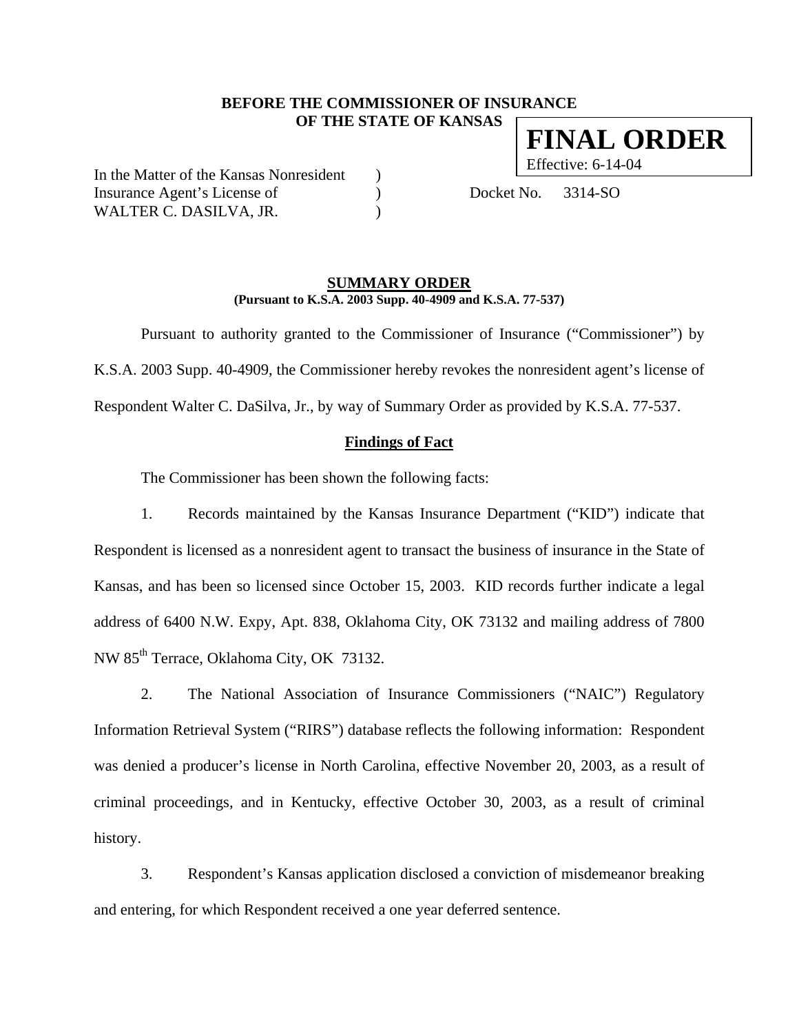**BEFORE THE COMMISSIONER OF INSURANCE**
**OF THE STATE OF KANSAS**

**FINAL ORDER**
Effective: 6-14-04

In the Matter of the Kansas Nonresident )
Insurance Agent's License of ) Docket No. 3314-SO
WALTER C. DASILVA, JR. )

## SUMMARY ORDER

**(Pursuant to K.S.A. 2003 Supp. 40-4909 and K.S.A. 77-537)**

Pursuant to authority granted to the Commissioner of Insurance ("Commissioner") by K.S.A. 2003 Supp. 40-4909, the Commissioner hereby revokes the nonresident agent's license of Respondent Walter C. DaSilva, Jr., by way of Summary Order as provided by K.S.A. 77-537.

### Findings of Fact

The Commissioner has been shown the following facts:

1. Records maintained by the Kansas Insurance Department ("KID") indicate that Respondent is licensed as a nonresident agent to transact the business of insurance in the State of Kansas, and has been so licensed since October 15, 2003. KID records further indicate a legal address of 6400 N.W. Expy, Apt. 838, Oklahoma City, OK 73132 and mailing address of 7800 NW 85th Terrace, Oklahoma City, OK 73132.

2. The National Association of Insurance Commissioners ("NAIC") Regulatory Information Retrieval System ("RIRS") database reflects the following information: Respondent was denied a producer's license in North Carolina, effective November 20, 2003, as a result of criminal proceedings, and in Kentucky, effective October 30, 2003, as a result of criminal history.

3. Respondent's Kansas application disclosed a conviction of misdemeanor breaking and entering, for which Respondent received a one year deferred sentence.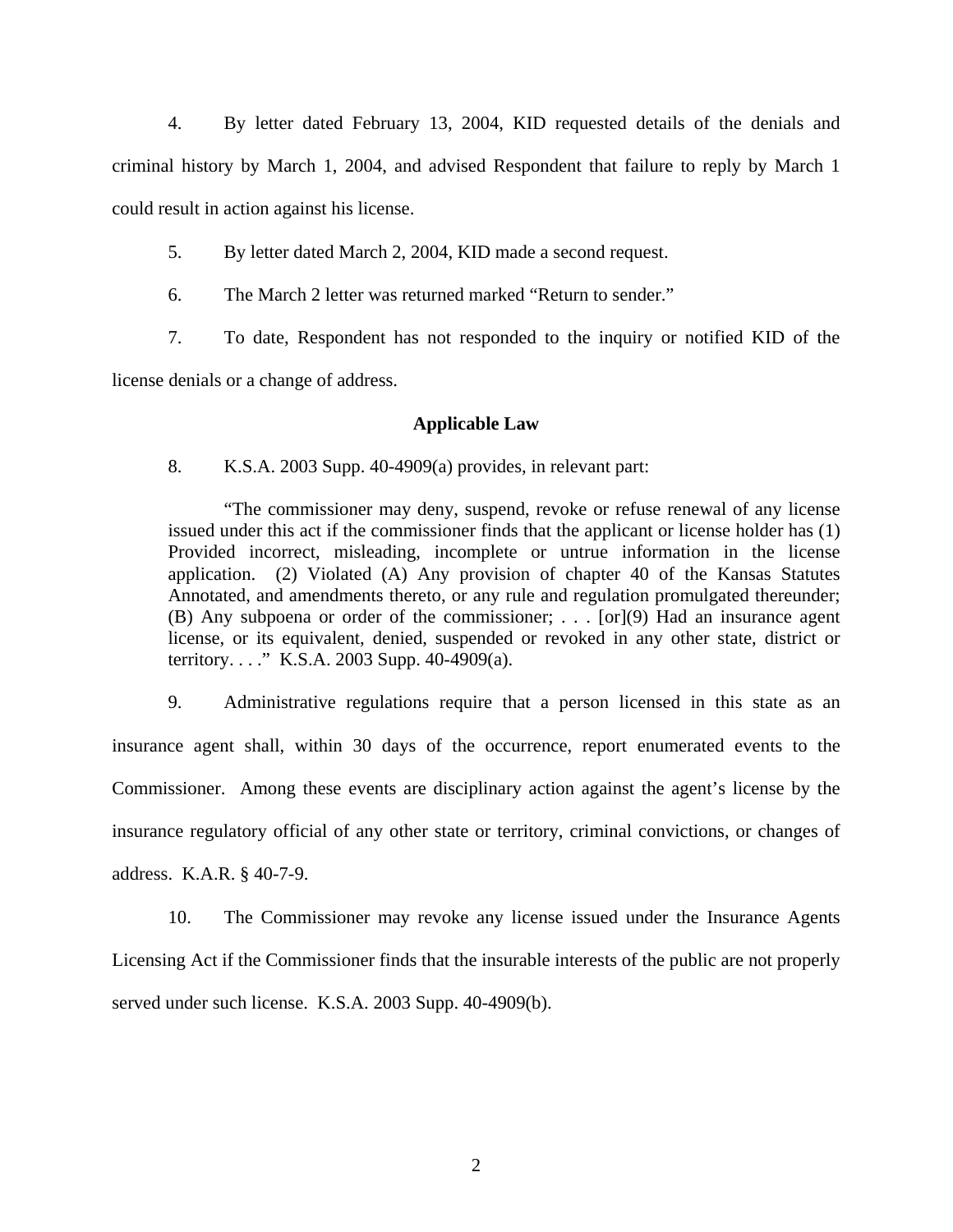4. By letter dated February 13, 2004, KID requested details of the denials and criminal history by March 1, 2004, and advised Respondent that failure to reply by March 1 could result in action against his license.

5. By letter dated March 2, 2004, KID made a second request.

6. The March 2 letter was returned marked "Return to sender."

7. To date, Respondent has not responded to the inquiry or notified KID of the license denials or a change of address.

**Applicable Law**

8. K.S.A. 2003 Supp. 40-4909(a) provides, in relevant part:

> "The commissioner may deny, suspend, revoke or refuse renewal of any license issued under this act if the commissioner finds that the applicant or license holder has (1) Provided incorrect, misleading, incomplete or untrue information in the license application. (2) Violated (A) Any provision of chapter 40 of the Kansas Statutes Annotated, and amendments thereto, or any rule and regulation promulgated thereunder; (B) Any subpoena or order of the commissioner; . . . [or](9) Had an insurance agent license, or its equivalent, denied, suspended or revoked in any other state, district or territory. . . ." K.S.A. 2003 Supp. 40-4909(a).

9. Administrative regulations require that a person licensed in this state as an insurance agent shall, within 30 days of the occurrence, report enumerated events to the Commissioner. Among these events are disciplinary action against the agent's license by the insurance regulatory official of any other state or territory, criminal convictions, or changes of address. K.A.R. § 40-7-9.

10. The Commissioner may revoke any license issued under the Insurance Agents Licensing Act if the Commissioner finds that the insurable interests of the public are not properly served under such license. K.S.A. 2003 Supp. 40-4909(b).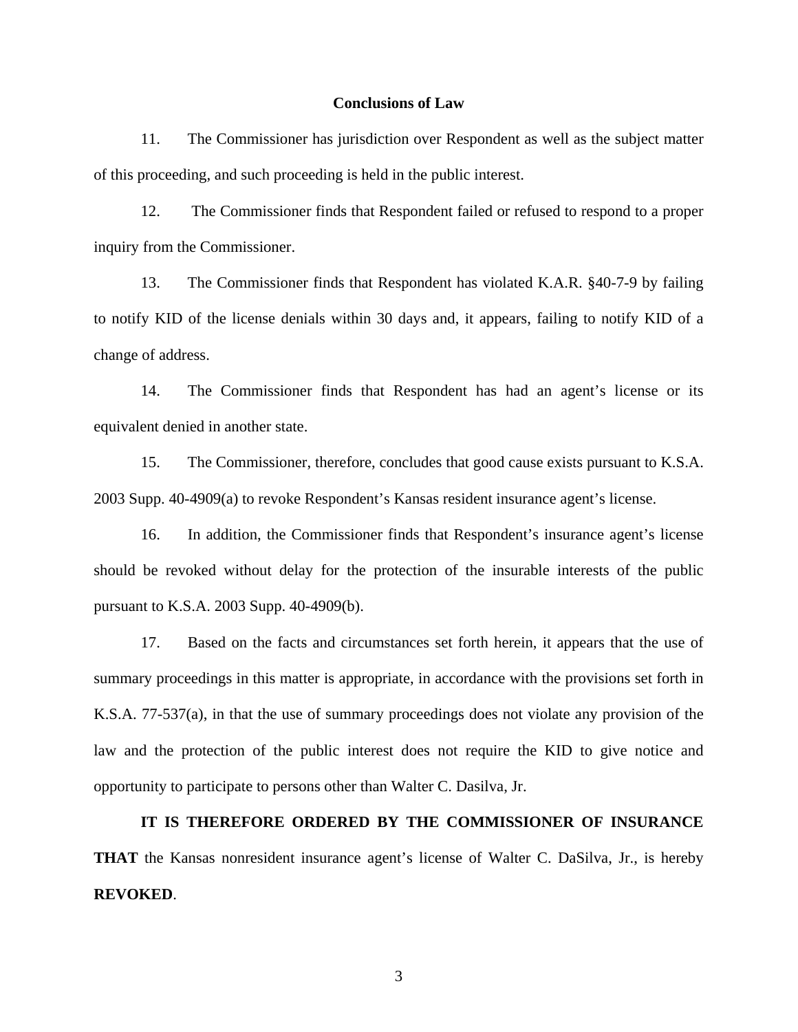## Conclusions of Law

11. The Commissioner has jurisdiction over Respondent as well as the subject matter of this proceeding, and such proceeding is held in the public interest.

12. The Commissioner finds that Respondent failed or refused to respond to a proper inquiry from the Commissioner.

13. The Commissioner finds that Respondent has violated K.A.R. §40-7-9 by failing to notify KID of the license denials within 30 days and, it appears, failing to notify KID of a change of address.

14. The Commissioner finds that Respondent has had an agent's license or its equivalent denied in another state.

15. The Commissioner, therefore, concludes that good cause exists pursuant to K.S.A. 2003 Supp. 40-4909(a) to revoke Respondent's Kansas resident insurance agent's license.

16. In addition, the Commissioner finds that Respondent's insurance agent's license should be revoked without delay for the protection of the insurable interests of the public pursuant to K.S.A. 2003 Supp. 40-4909(b).

17. Based on the facts and circumstances set forth herein, it appears that the use of summary proceedings in this matter is appropriate, in accordance with the provisions set forth in K.S.A. 77-537(a), in that the use of summary proceedings does not violate any provision of the law and the protection of the public interest does not require the KID to give notice and opportunity to participate to persons other than Walter C. Dasilva, Jr.

**IT IS THEREFORE ORDERED BY THE COMMISSIONER OF INSURANCE THAT** the Kansas nonresident insurance agent's license of Walter C. DaSilva, Jr., is hereby **REVOKED**.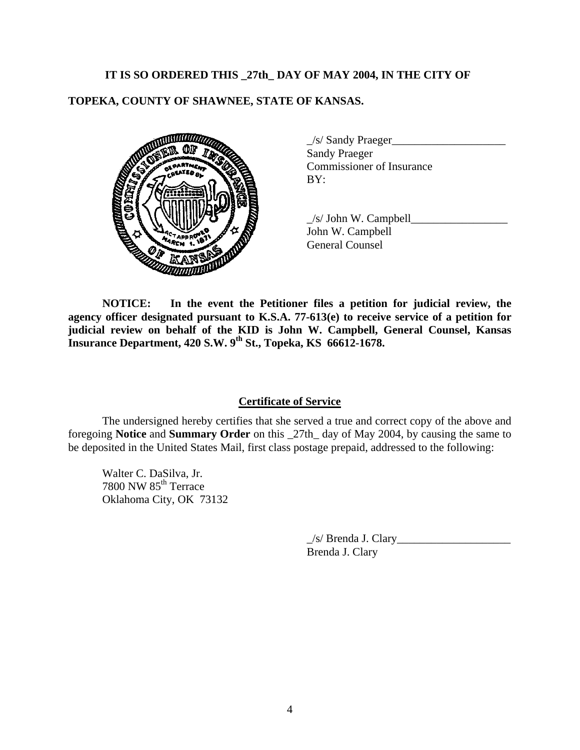**IT IS SO ORDERED THIS _27th_ DAY OF MAY 2004, IN THE CITY OF TOPEKA, COUNTY OF SHAWNEE, STATE OF KANSAS.**

_/s/ Sandy Praeger____________________
Sandy Praeger
Commissioner of Insurance
BY:

_/s/ John W. Campbell_________________
John W. Campbell
General Counsel

**NOTICE: In the event the Petitioner files a petition for judicial review, the agency officer designated pursuant to K.S.A. 77-613(e) to receive service of a petition for judicial review on behalf of the KID is John W. Campbell, General Counsel, Kansas Insurance Department, 420 S.W. 9th St., Topeka, KS 66612-1678.**

**Certificate of Service**

The undersigned hereby certifies that she served a true and correct copy of the above and foregoing **Notice** and **Summary Order** on this _27th_ day of May 2004, by causing the same to be deposited in the United States Mail, first class postage prepaid, addressed to the following:

Walter C. DaSilva, Jr.
7800 NW 85th Terrace
Oklahoma City, OK 73132

_/s/ Brenda J. Clary____________________
Brenda J. Clary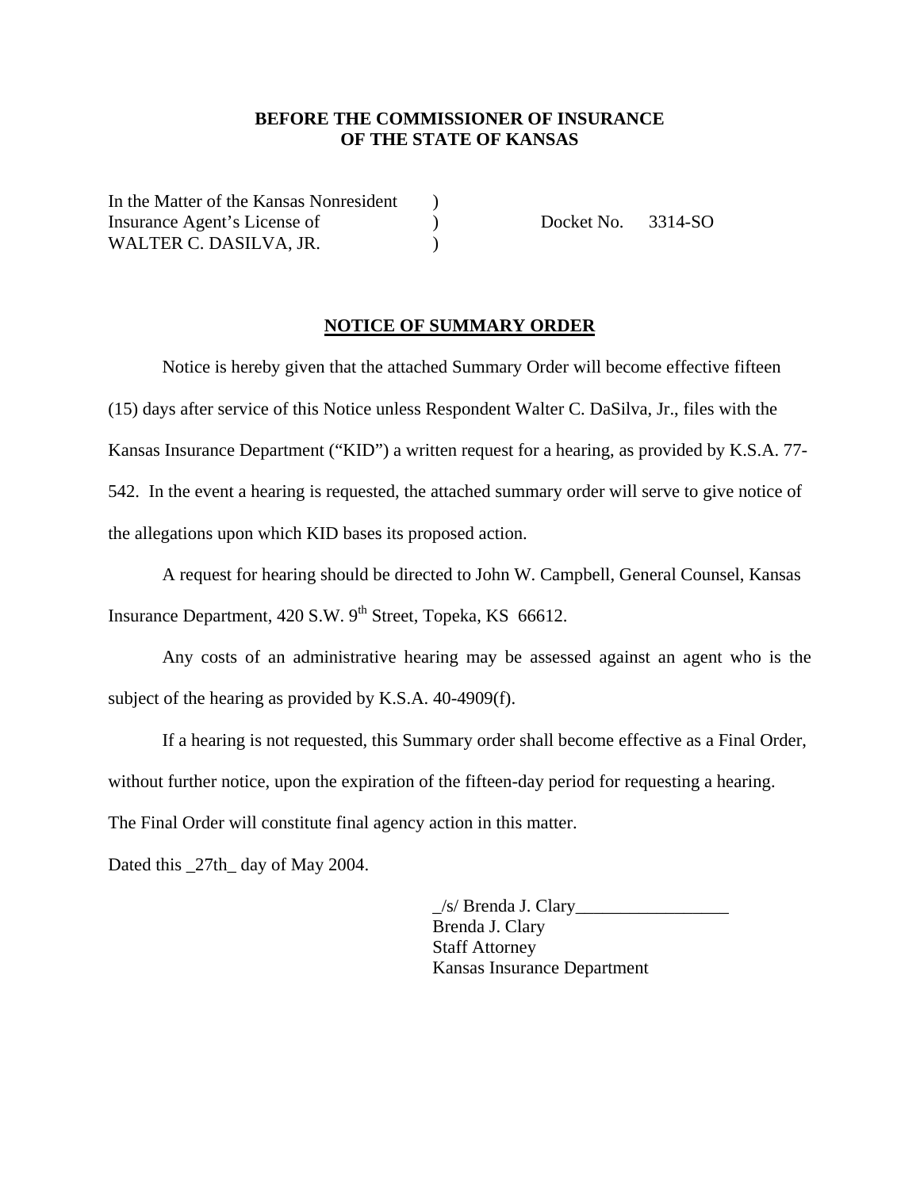**BEFORE THE COMMISSIONER OF INSURANCE**
**OF THE STATE OF KANSAS**

In the Matter of the Kansas Nonresident )
Insurance Agent's License of ) Docket No. 3314-SO
WALTER C. DASILVA, JR. )

**NOTICE OF SUMMARY ORDER**

Notice is hereby given that the attached Summary Order will become effective fifteen (15) days after service of this Notice unless Respondent Walter C. DaSilva, Jr., files with the Kansas Insurance Department ("KID") a written request for a hearing, as provided by K.S.A. 77-542. In the event a hearing is requested, the attached summary order will serve to give notice of the allegations upon which KID bases its proposed action.

A request for hearing should be directed to John W. Campbell, General Counsel, Kansas Insurance Department, 420 S.W. 9th Street, Topeka, KS 66612.

Any costs of an administrative hearing may be assessed against an agent who is the subject of the hearing as provided by K.S.A. 40-4909(f).

If a hearing is not requested, this Summary order shall become effective as a Final Order, without further notice, upon the expiration of the fifteen-day period for requesting a hearing. The Final Order will constitute final agency action in this matter.

Dated this _27th_ day of May 2004.

_/s/ Brenda J. Clary_________________
Brenda J. Clary
Staff Attorney
Kansas Insurance Department